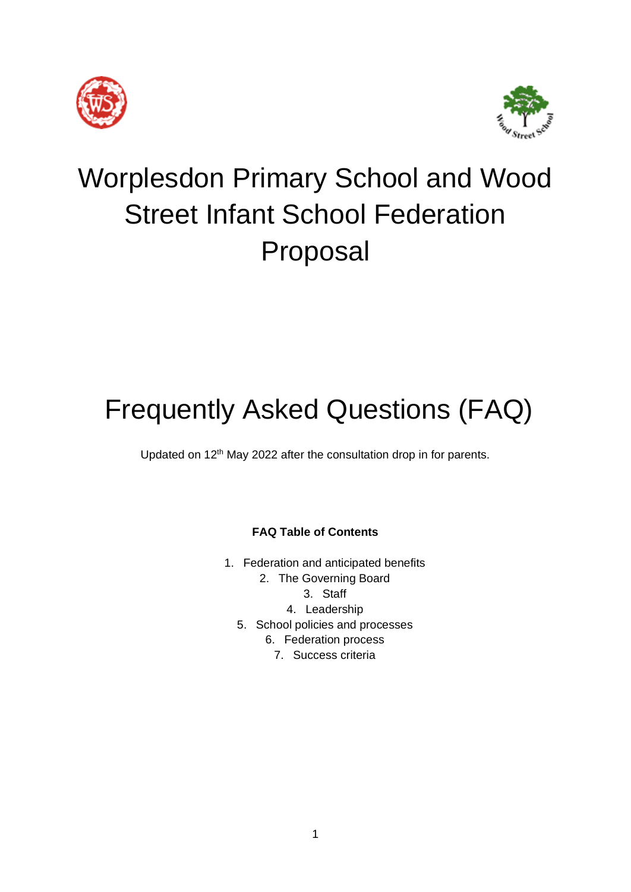# Worplesdon Primary School and Wood Street Infant School Federation Proposal

# Frequently Asked Questions (FAQ)

Updated on 12th May 2022 after the consultation drop in for parents.

**FAQ Table of Contents**

1. Federation and anticipated benefits
2. The Governing Board
3. Staff
4. Leadership
5. School policies and processes
6. Federation process
7. Success criteria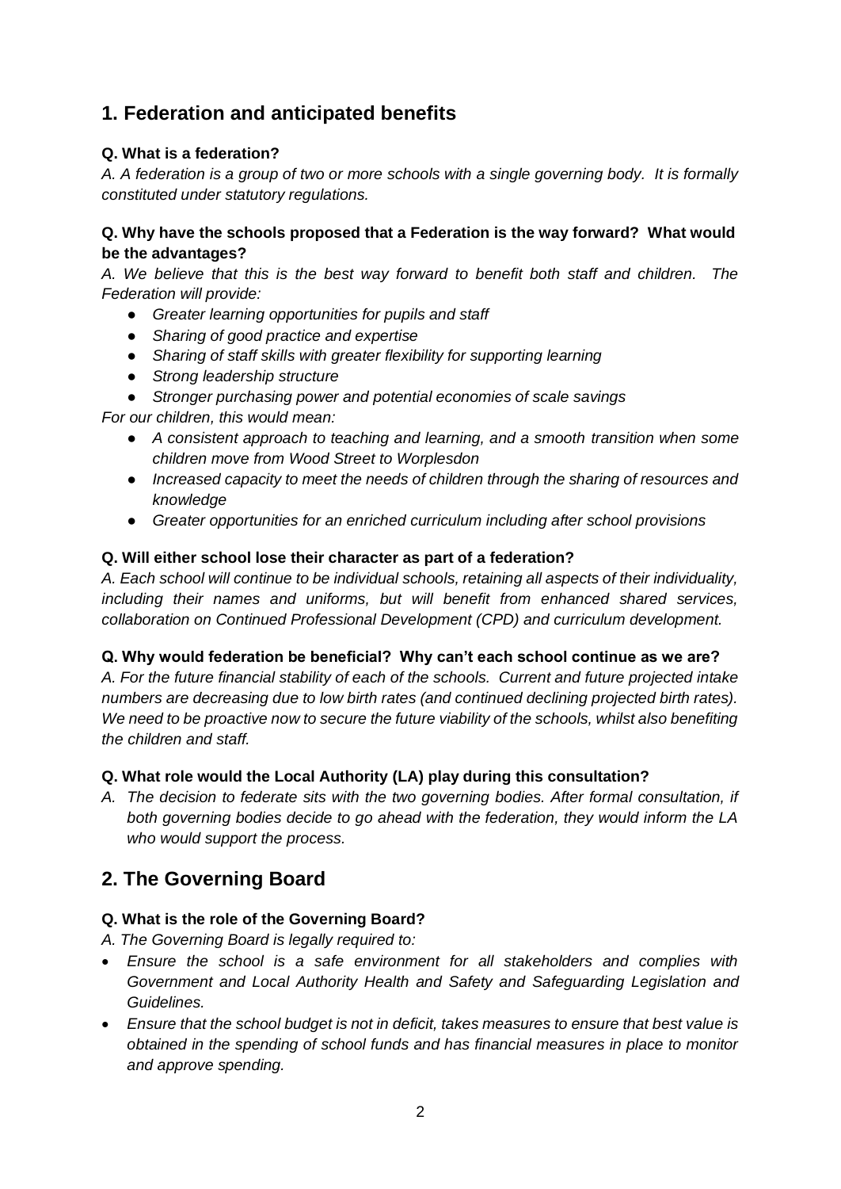## 1. Federation and anticipated benefits

**Q. What is a federation?**

*A. A federation is a group of two or more schools with a single governing body. It is formally constituted under statutory regulations.*

**Q. Why have the schools proposed that a Federation is the way forward? What would be the advantages?**

*A. We believe that this is the best way forward to benefit both staff and children. The Federation will provide:*

- *Greater learning opportunities for pupils and staff*
- *Sharing of good practice and expertise*
- *Sharing of staff skills with greater flexibility for supporting learning*
- *Strong leadership structure*
- *Stronger purchasing power and potential economies of scale savings*

*For our children, this would mean:*

- *A consistent approach to teaching and learning, and a smooth transition when some children move from Wood Street to Worplesdon*
- *Increased capacity to meet the needs of children through the sharing of resources and knowledge*
- *Greater opportunities for an enriched curriculum including after school provisions*

**Q. Will either school lose their character as part of a federation?**

*A. Each school will continue to be individual schools, retaining all aspects of their individuality, including their names and uniforms, but will benefit from enhanced shared services, collaboration on Continued Professional Development (CPD) and curriculum development.*

**Q. Why would federation be beneficial? Why can't each school continue as we are?**

*A. For the future financial stability of each of the schools. Current and future projected intake numbers are decreasing due to low birth rates (and continued declining projected birth rates). We need to be proactive now to secure the future viability of the schools, whilst also benefiting the children and staff.*

**Q. What role would the Local Authority (LA) play during this consultation?**

*A. The decision to federate sits with the two governing bodies. After formal consultation, if both governing bodies decide to go ahead with the federation, they would inform the LA who would support the process.*

## 2. The Governing Board

**Q. What is the role of the Governing Board?**

*A. The Governing Board is legally required to:*

- *Ensure the school is a safe environment for all stakeholders and complies with Government and Local Authority Health and Safety and Safeguarding Legislation and Guidelines.*
- *Ensure that the school budget is not in deficit, takes measures to ensure that best value is obtained in the spending of school funds and has financial measures in place to monitor and approve spending.*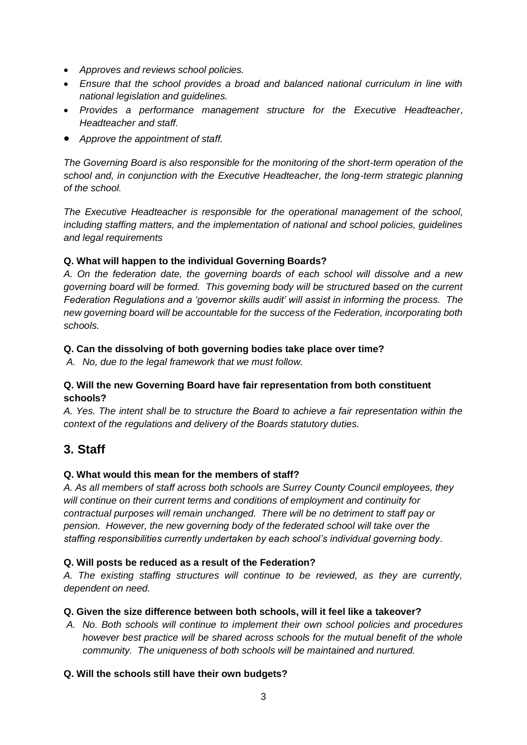- *Approves and reviews school policies.*
- *Ensure that the school provides a broad and balanced national curriculum in line with national legislation and guidelines.*
- *Provides a performance management structure for the Executive Headteacher, Headteacher and staff.*
- *Approve the appointment of staff.*

*The Governing Board is also responsible for the monitoring of the short-term operation of the school and, in conjunction with the Executive Headteacher, the long-term strategic planning of the school.*

*The Executive Headteacher is responsible for the operational management of the school, including staffing matters, and the implementation of national and school policies, guidelines and legal requirements*

**Q. What will happen to the individual Governing Boards?**

*A. On the federation date, the governing boards of each school will dissolve and a new governing board will be formed. This governing body will be structured based on the current Federation Regulations and a 'governor skills audit' will assist in informing the process. The new governing board will be accountable for the success of the Federation, incorporating both schools.*

**Q. Can the dissolving of both governing bodies take place over time?**

*A. No, due to the legal framework that we must follow.*

**Q. Will the new Governing Board have fair representation from both constituent schools?**

*A. Yes. The intent shall be to structure the Board to achieve a fair representation within the context of the regulations and delivery of the Boards statutory duties.*

## 3. Staff

**Q. What would this mean for the members of staff?**

*A. As all members of staff across both schools are Surrey County Council employees, they will continue on their current terms and conditions of employment and continuity for contractual purposes will remain unchanged. There will be no detriment to staff pay or pension. However, the new governing body of the federated school will take over the staffing responsibilities currently undertaken by each school's individual governing body.*

**Q. Will posts be reduced as a result of the Federation?**

*A. The existing staffing structures will continue to be reviewed, as they are currently, dependent on need.*

**Q. Given the size difference between both schools, will it feel like a takeover?**

*A. No. Both schools will continue to implement their own school policies and procedures however best practice will be shared across schools for the mutual benefit of the whole community. The uniqueness of both schools will be maintained and nurtured.*

**Q. Will the schools still have their own budgets?**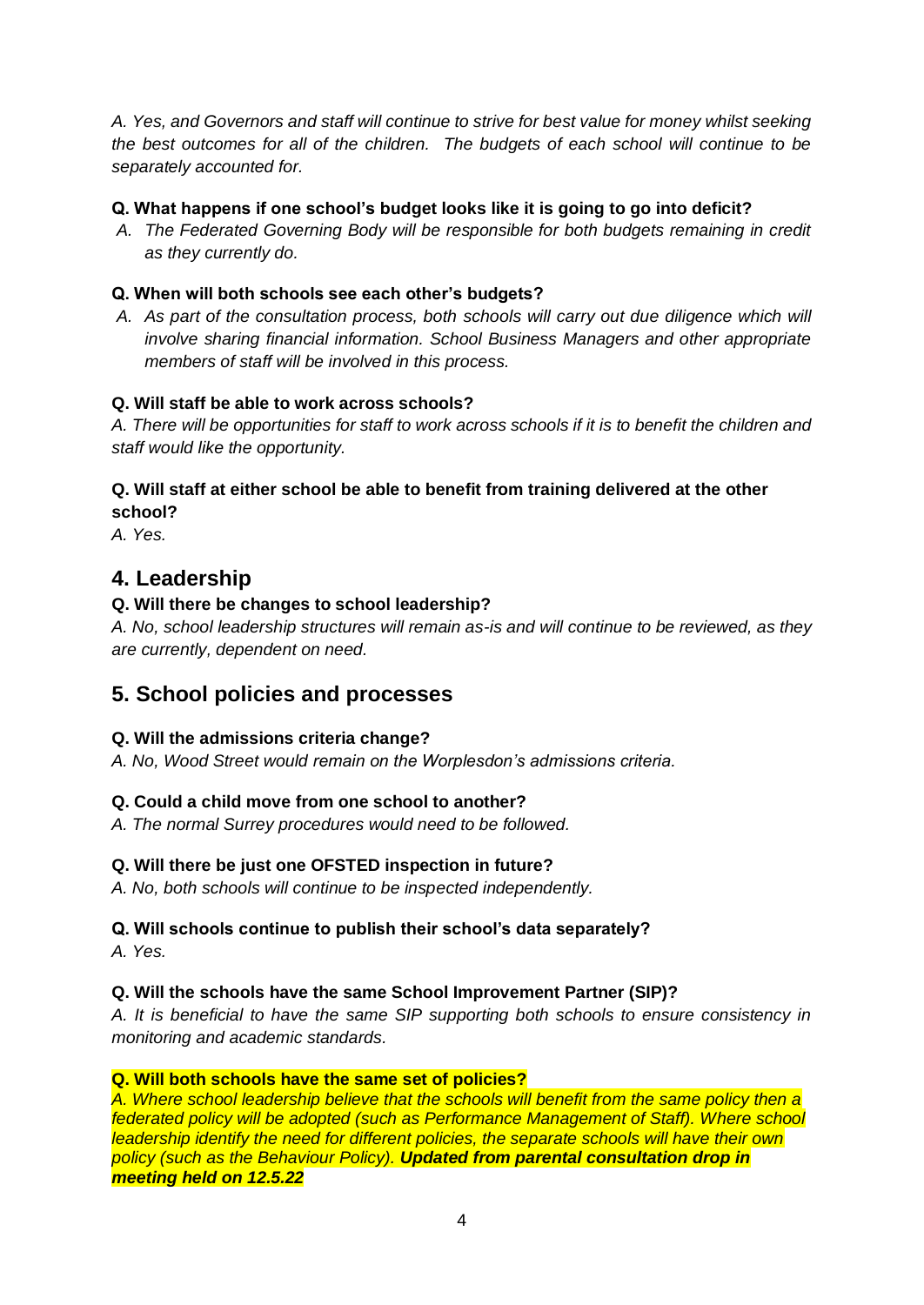*A. Yes, and Governors and staff will continue to strive for best value for money whilst seeking the best outcomes for all of the children. The budgets of each school will continue to be separately accounted for.*

**Q. What happens if one school's budget looks like it is going to go into deficit?**

*A. The Federated Governing Body will be responsible for both budgets remaining in credit as they currently do.*

**Q. When will both schools see each other's budgets?**

*A. As part of the consultation process, both schools will carry out due diligence which will involve sharing financial information. School Business Managers and other appropriate members of staff will be involved in this process.*

**Q. Will staff be able to work across schools?**

*A. There will be opportunities for staff to work across schools if it is to benefit the children and staff would like the opportunity.*

**Q. Will staff at either school be able to benefit from training delivered at the other school?**

*A. Yes.*

## 4. Leadership

**Q. Will there be changes to school leadership?**

*A. No, school leadership structures will remain as-is and will continue to be reviewed, as they are currently, dependent on need.*

## 5. School policies and processes

**Q. Will the admissions criteria change?**

*A. No, Wood Street would remain on the Worplesdon's admissions criteria.*

**Q. Could a child move from one school to another?**

*A. The normal Surrey procedures would need to be followed.*

**Q. Will there be just one OFSTED inspection in future?**

*A. No, both schools will continue to be inspected independently.*

**Q. Will schools continue to publish their school's data separately?**

*A. Yes.*

**Q. Will the schools have the same School Improvement Partner (SIP)?**

*A. It is beneficial to have the same SIP supporting both schools to ensure consistency in monitoring and academic standards.*

**Q. Will both schools have the same set of policies?**

*A. Where school leadership believe that the schools will benefit from the same policy then a federated policy will be adopted (such as Performance Management of Staff). Where school leadership identify the need for different policies, the separate schools will have their own policy (such as the Behaviour Policy).* ***Updated from parental consultation drop in meeting held on 12.5.22***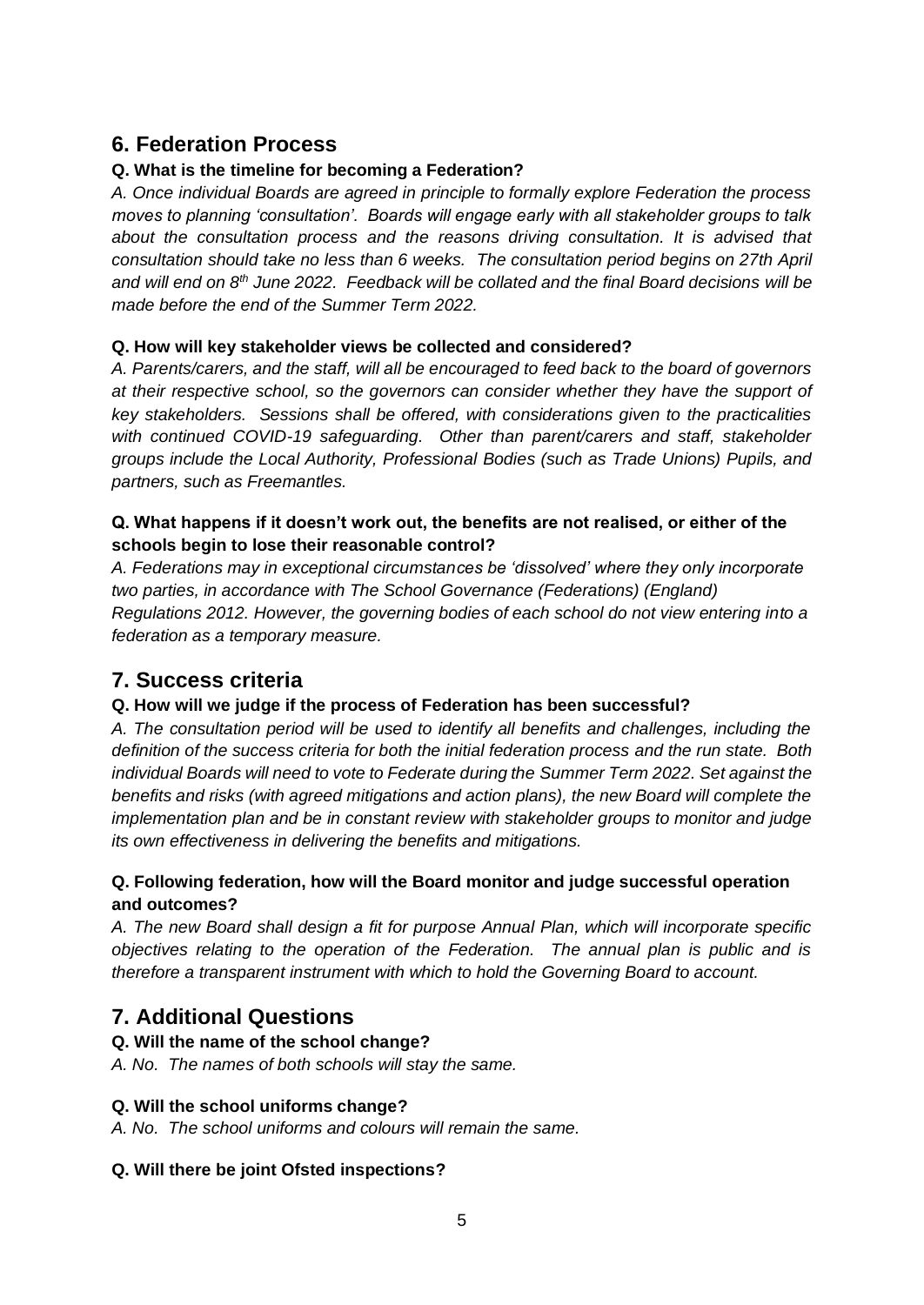## 6. Federation Process

**Q. What is the timeline for becoming a Federation?**

*A. Once individual Boards are agreed in principle to formally explore Federation the process moves to planning 'consultation'. Boards will engage early with all stakeholder groups to talk about the consultation process and the reasons driving consultation. It is advised that consultation should take no less than 6 weeks. The consultation period begins on 27th April and will end on 8th June 2022. Feedback will be collated and the final Board decisions will be made before the end of the Summer Term 2022.*

**Q. How will key stakeholder views be collected and considered?**

*A. Parents/carers, and the staff, will all be encouraged to feed back to the board of governors at their respective school, so the governors can consider whether they have the support of key stakeholders. Sessions shall be offered, with considerations given to the practicalities with continued COVID-19 safeguarding. Other than parent/carers and staff, stakeholder groups include the Local Authority, Professional Bodies (such as Trade Unions) Pupils, and partners, such as Freemantles.*

**Q. What happens if it doesn't work out, the benefits are not realised, or either of the schools begin to lose their reasonable control?**

*A. Federations may in exceptional circumstances be 'dissolved' where they only incorporate two parties, in accordance with The School Governance (Federations) (England) Regulations 2012. However, the governing bodies of each school do not view entering into a federation as a temporary measure.*

## 7. Success criteria

**Q. How will we judge if the process of Federation has been successful?**

*A. The consultation period will be used to identify all benefits and challenges, including the definition of the success criteria for both the initial federation process and the run state. Both individual Boards will need to vote to Federate during the Summer Term 2022. Set against the benefits and risks (with agreed mitigations and action plans), the new Board will complete the implementation plan and be in constant review with stakeholder groups to monitor and judge its own effectiveness in delivering the benefits and mitigations.*

**Q. Following federation, how will the Board monitor and judge successful operation and outcomes?**

*A. The new Board shall design a fit for purpose Annual Plan, which will incorporate specific objectives relating to the operation of the Federation. The annual plan is public and is therefore a transparent instrument with which to hold the Governing Board to account.*

## 7. Additional Questions

**Q. Will the name of the school change?**

*A. No. The names of both schools will stay the same.*

**Q. Will the school uniforms change?**

*A. No. The school uniforms and colours will remain the same.*

**Q. Will there be joint Ofsted inspections?**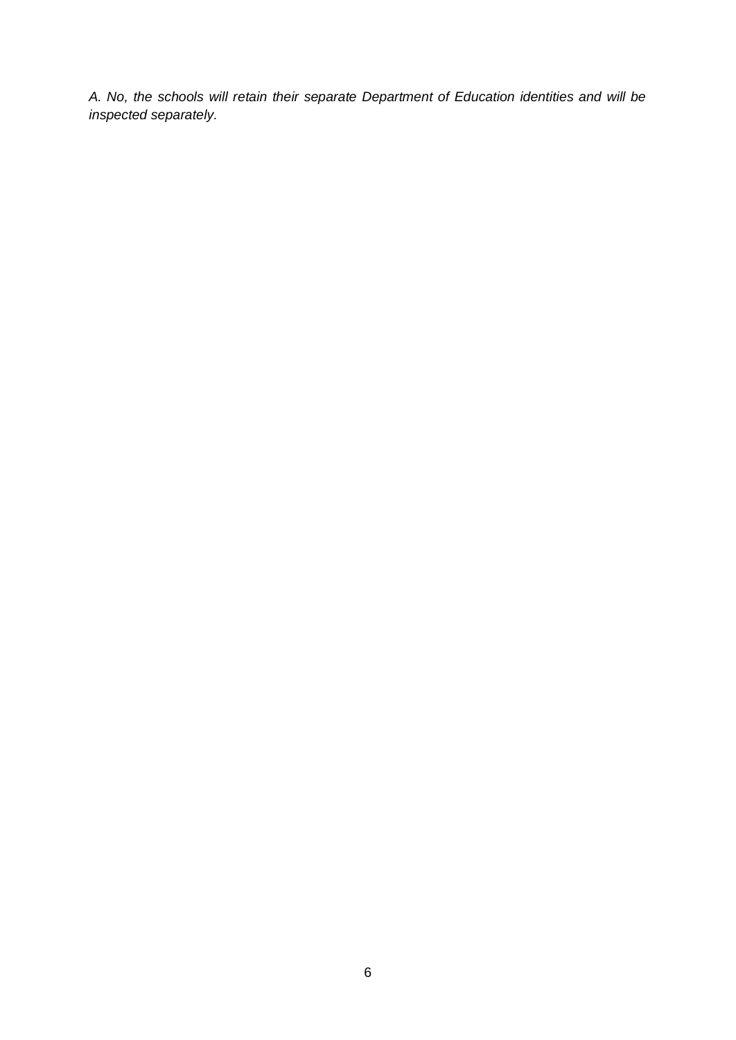*A. No, the schools will retain their separate Department of Education identities and will be inspected separately.*